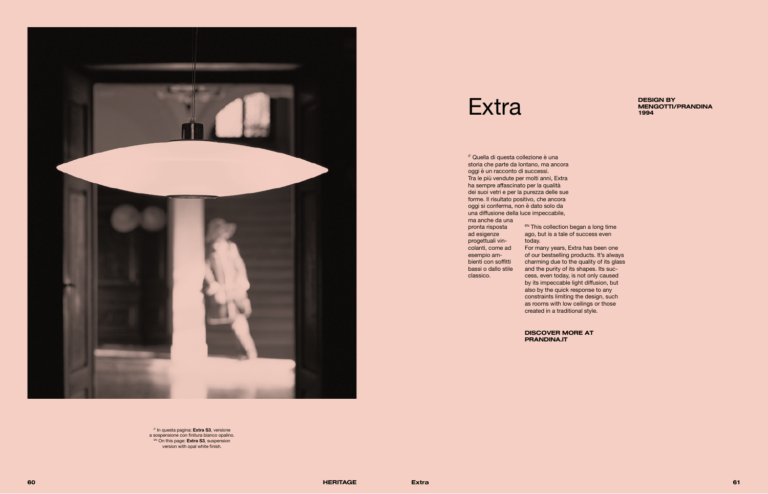# Extra

**DESIGN BY MENGOTTI/PRANDINA 1994**

[IT] Quella di questa collezione è una storia che parte da lontano, ma ancora oggi è un racconto di successi. Tra le più vendute per molti anni, Extra ha sempre affascinato per la qualità dei suoi vetri e per la purezza delle sue forme. Il risultato positivo, che ancora oggi si conferma, non è dato solo da una diffusione della luce impeccabile, ma anche da una pronta risposta ad esigenze progettuali vincolanti, come ad esempio ambienti con soffitti bassi o dallo stile classico.

[EN] This collection began a long time ago, but is a tale of success even today. For many years, Extra has been one of our bestselling products. It's always charming due to the quality of its glass and the purity of its shapes. Its success, even today, is not only caused by its impeccable light diffusion, but also by the quick response to any constraints limiting the design, such as rooms with low ceilings or those created in a traditional style.

**DISCOVER MORE AT PRANDINA.IT**

[IT] In questa pagina: **Extra S3**, versione a sospensione con finitura bianco opalino.
[EN] On this page: **Extra S3**, suspension version with opal white finish.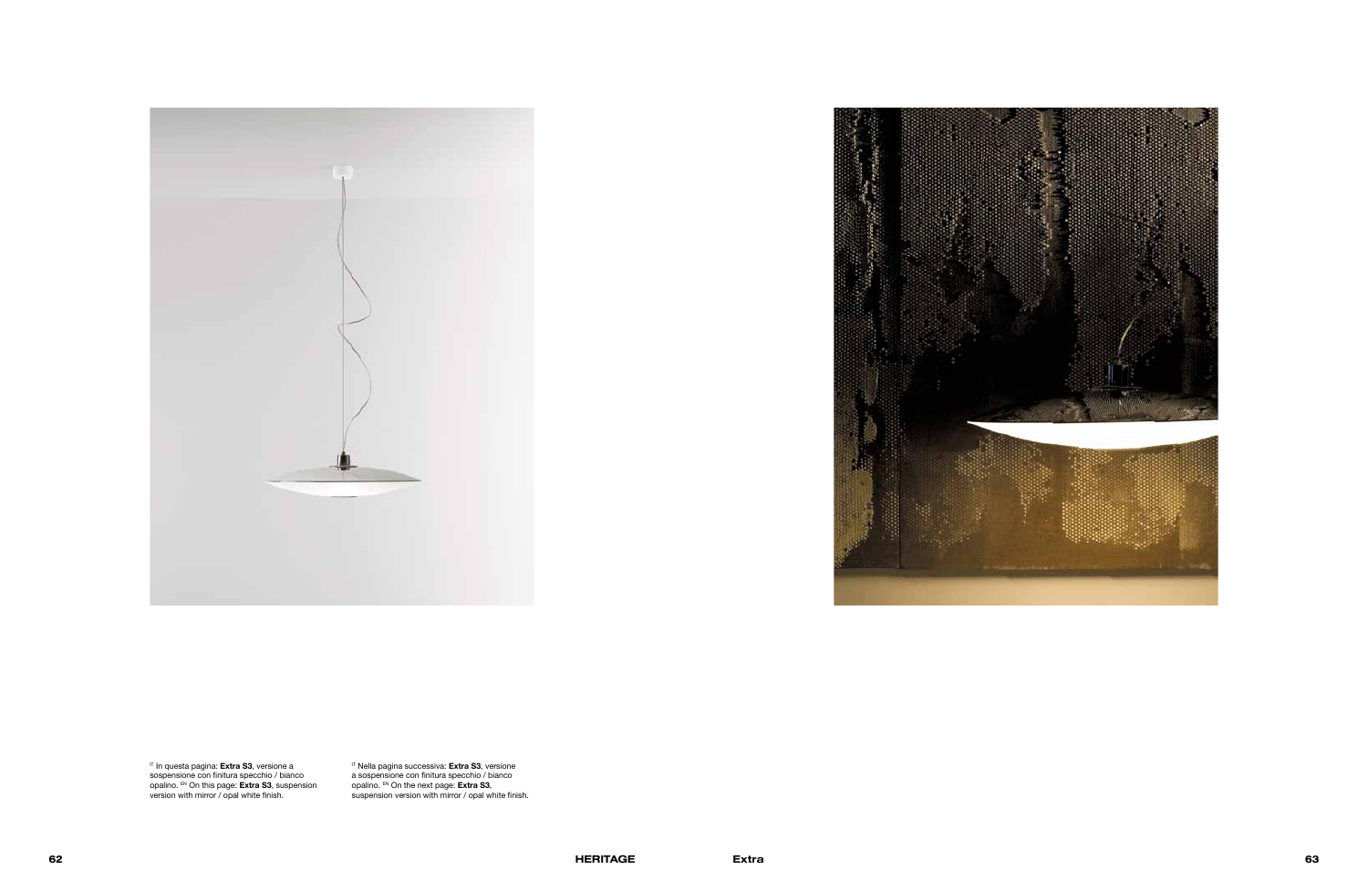IT In questa pagina: **Extra S3**, versione a sospensione con finitura specchio / bianco opalino. EN On this page: **Extra S3**, suspension version with mirror / opal white finish.

IT Nella pagina successiva: **Extra S3**, versione a sospensione con finitura specchio / bianco opalino. EN On the next page: **Extra S3**, suspension version with mirror / opal white finish.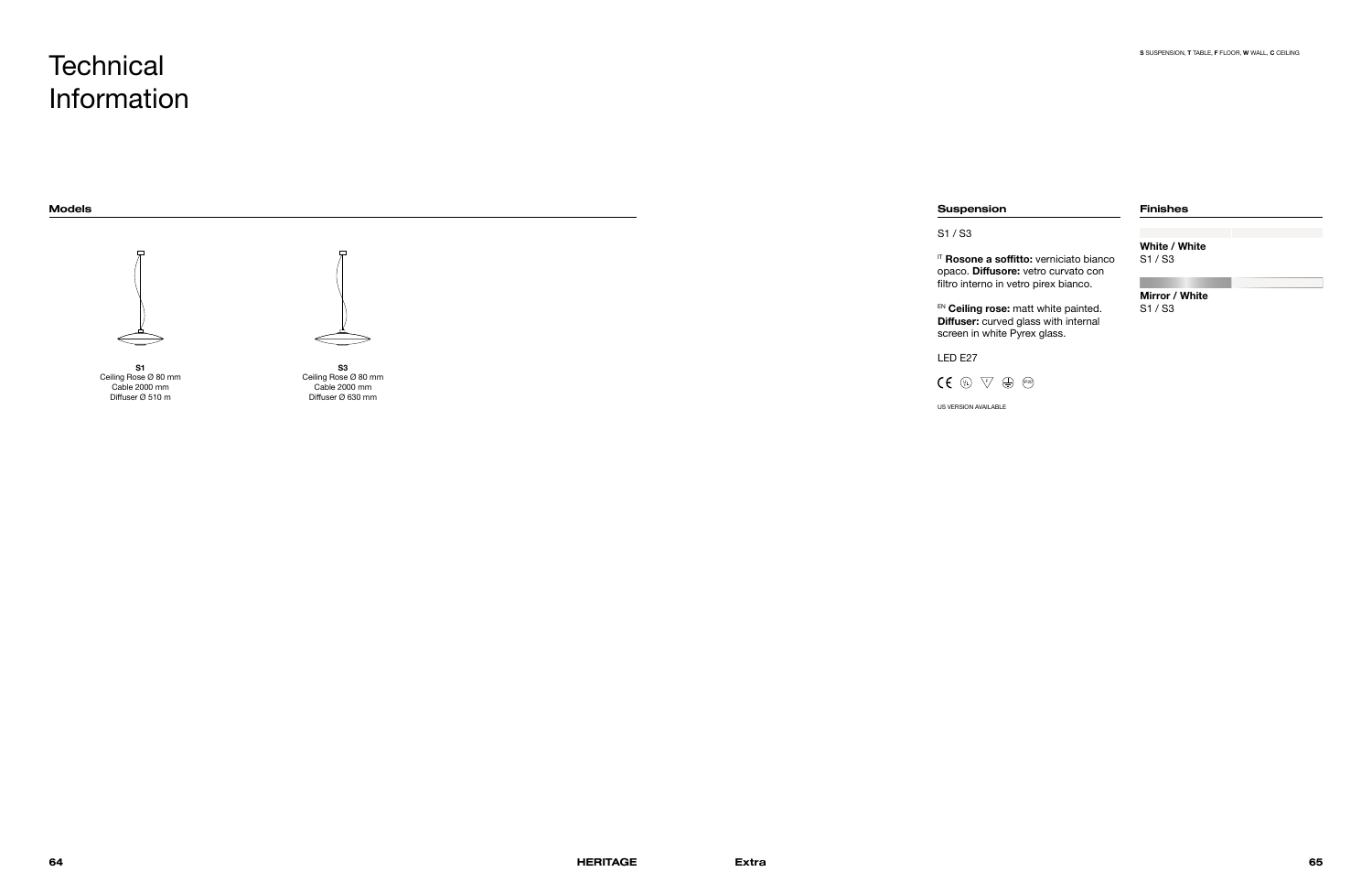# Technical Information

S SUSPENSION, T TABLE, F FLOOR, W WALL, C CEILING

## Models

**S1**
Ceiling Rose Ø 80 mm
Cable 2000 mm
Diffuser Ø 510 m

**S3**
Ceiling Rose Ø 80 mm
Cable 2000 mm
Diffuser Ø 630 mm

## Suspension

S1 / S3

IT **Rosone a soffitto:** verniciato bianco opaco. **Diffusore:** vetro curvato con filtro interno in vetro pirex bianco.

EN **Ceiling rose:** matt white painted. **Diffuser:** curved glass with internal screen in white Pyrex glass.

LED E27

US VERSION AVAILABLE

## Finishes

**White / White**
S1 / S3

**Mirror / White**
S1 / S3